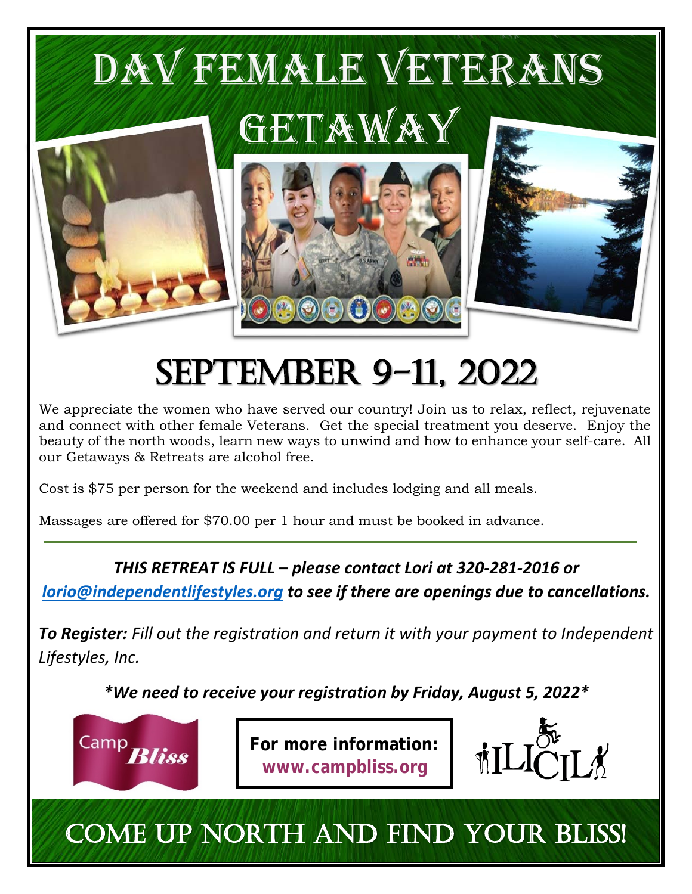# DAV Female Veterans Getaway

## September 9-11, 2022

We appreciate the women who have served our country! Join us to relax, reflect, rejuvenate and connect with other female Veterans. Get the special treatment you deserve. Enjoy the beauty of the north woods, learn new ways to unwind and how to enhance your self-care. All our Getaways & Retreats are alcohol free.

Cost is $75 per person for the weekend and includes lodging and all meals.

Massages are offered for $70.00 per 1 hour and must be booked in advance.

***THIS RETREAT IS FULL – please contact Lori at 320-281-2016 or lorio@independentlifestyles.org to see if there are openings due to cancellations.***

***To Register:*** *Fill out the registration and return it with your payment to Independent Lifestyles, Inc.*

***\*We need to receive your registration by Friday, August 5, 2022\****

Camp Bliss

**For more information:**
**www.campbliss.org**

ILICIL

## Come up north and find your bliss!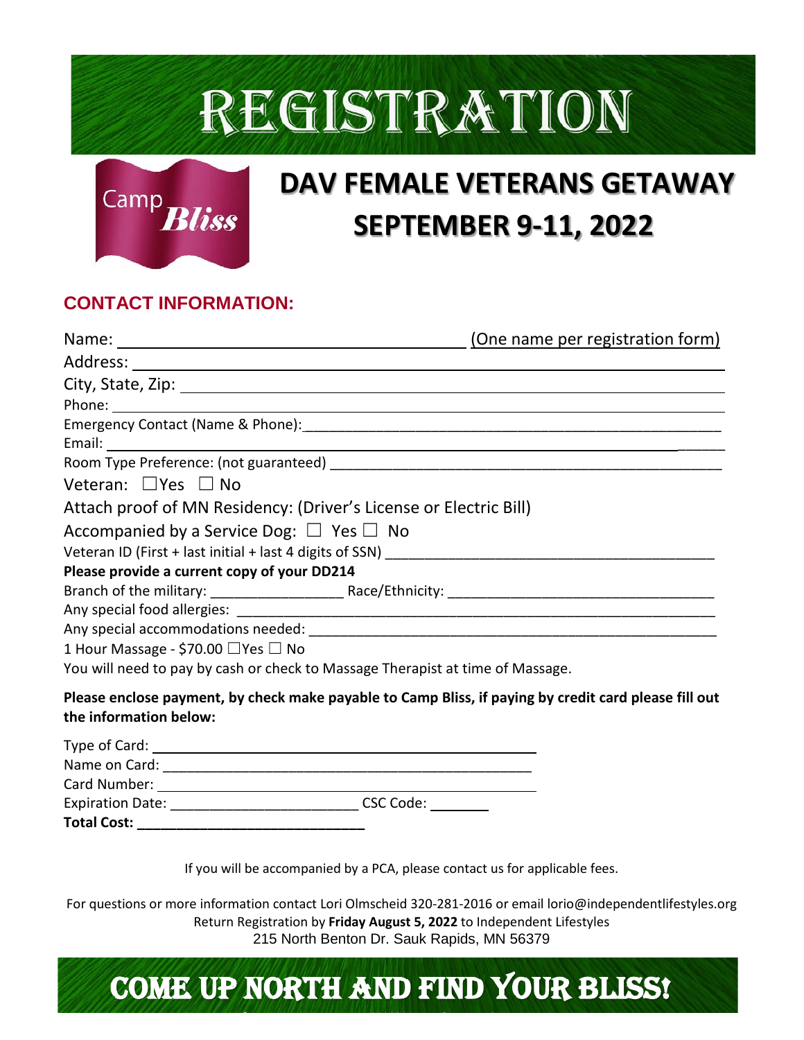# REGISTRATION

Camp *Bliss*

## DAV FEMALE VETERANS GETAWAY
## SEPTEMBER 9-11, 2022

### CONTACT INFORMATION:

Name: ______________________________ (One name per registration form)

Address: ______________________________

City, State, Zip: ______________________________

Phone: ______________________________

Emergency Contact (Name & Phone): ______________________________

Email: ______________________________

Room Type Preference: (not guaranteed) ______________________________

Veteran: ☐Yes ☐ No

Attach proof of MN Residency: (Driver's License or Electric Bill)

Accompanied by a Service Dog: ☐ Yes ☐ No

Veteran ID (First + last initial + last 4 digits of SSN) ______________________________

**Please provide a current copy of your DD214**

Branch of the military: ________________ Race/Ethnicity: ______________________________

Any special food allergies: ______________________________

Any special accommodations needed: ______________________________

1 Hour Massage - $70.00 ☐Yes ☐ No

You will need to pay by cash or check to Massage Therapist at time of Massage.

**Please enclose payment, by check make payable to Camp Bliss, if paying by credit card please fill out the information below:**

Type of Card: ______________________________

Name on Card: ______________________________

Card Number: ______________________________

Expiration Date: ______________________ CSC Code: ________

**Total Cost: ____________________________**

If you will be accompanied by a PCA, please contact us for applicable fees.

For questions or more information contact Lori Olmscheid 320-281-2016 or email lorio@independentlifestyles.org
Return Registration by **Friday August 5, 2022** to Independent Lifestyles
215 North Benton Dr. Sauk Rapids, MN 56379

## COME UP NORTH AND FIND YOUR BLISS!